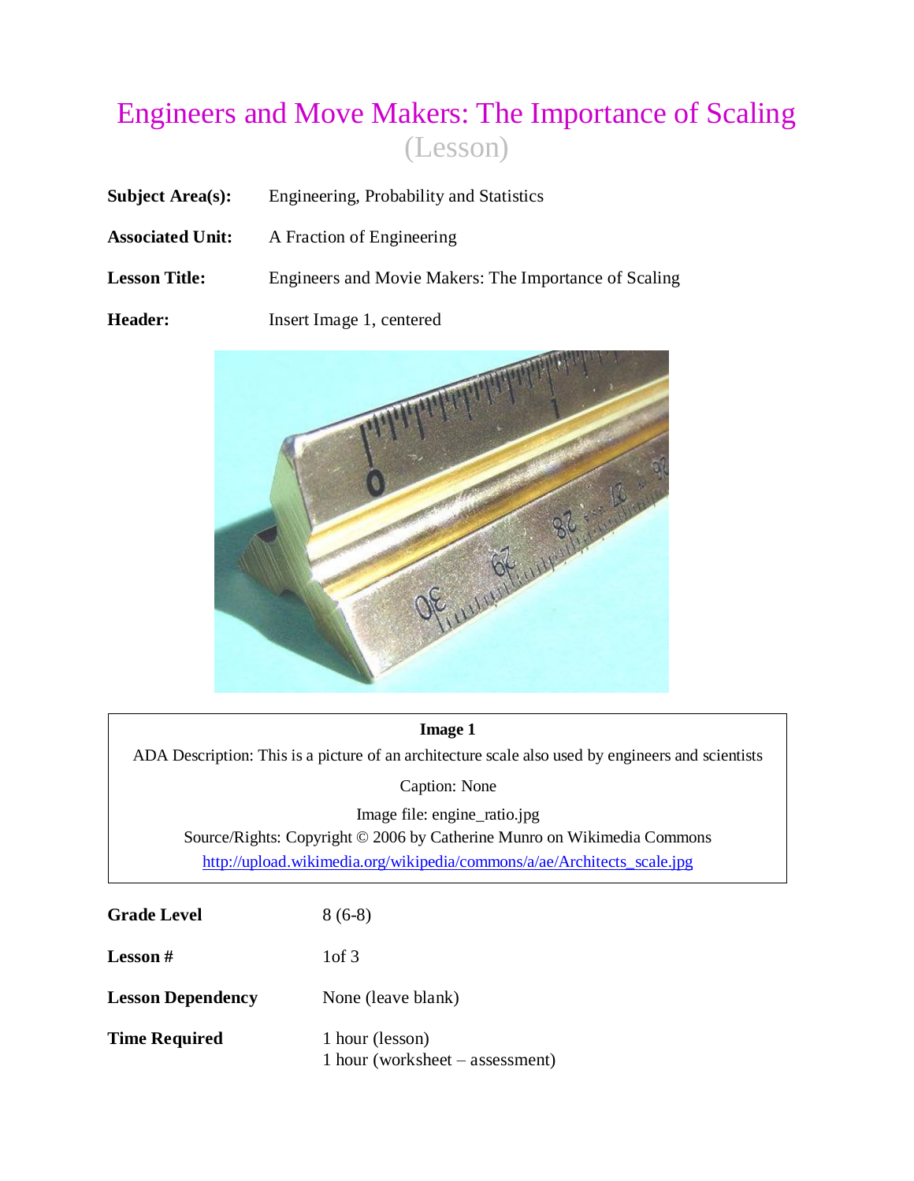# Engineers and Move Makers: The Importance of Scaling

(Lesson)

**Subject Area(s):** Engineering, Probability and Statistics

**Associated Unit:** A Fraction of Engineering

**Lesson Title:** Engineers and Movie Makers: The Importance of Scaling

**Header:** Insert Image 1, centered

**Image 1**

ADA Description: This is a picture of an architecture scale also used by engineers and scientists

Caption: None

Image file: engine_ratio.jpg

Source/Rights: Copyright © 2006 by Catherine Munro on Wikimedia Commons

http://upload.wikimedia.org/wikipedia/commons/a/ae/Architects_scale.jpg

**Grade Level** 8 (6-8)

**Lesson #** 1of 3

**Lesson Dependency** None (leave blank)

**Time Required** 1 hour (lesson)
1 hour (worksheet – assessment)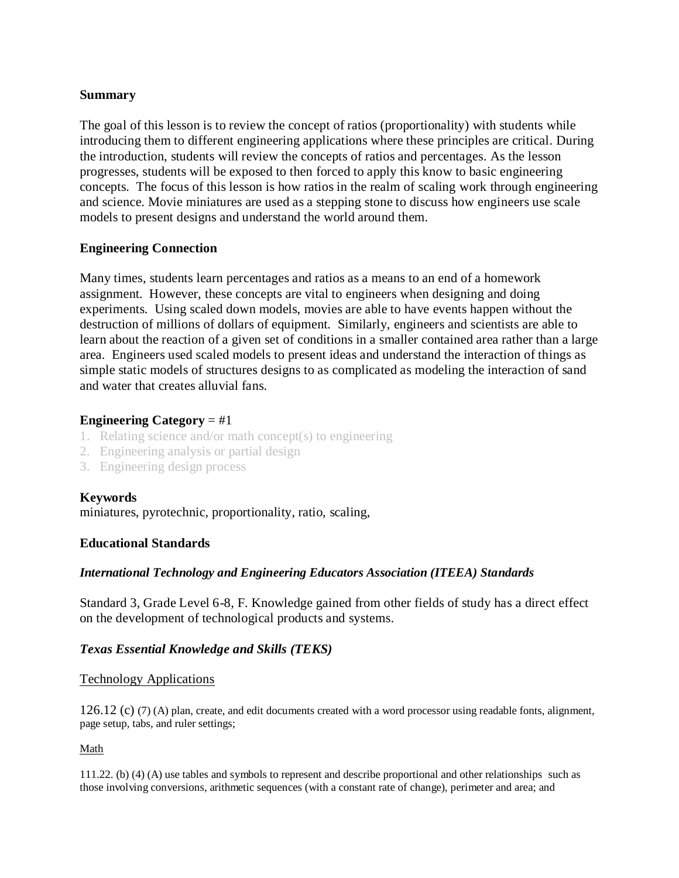**Summary**

The goal of this lesson is to review the concept of ratios (proportionality) with students while introducing them to different engineering applications where these principles are critical. During the introduction, students will review the concepts of ratios and percentages. As the lesson progresses, students will be exposed to then forced to apply this know to basic engineering concepts. The focus of this lesson is how ratios in the realm of scaling work through engineering and science. Movie miniatures are used as a stepping stone to discuss how engineers use scale models to present designs and understand the world around them.

**Engineering Connection**

Many times, students learn percentages and ratios as a means to an end of a homework assignment. However, these concepts are vital to engineers when designing and doing experiments. Using scaled down models, movies are able to have events happen without the destruction of millions of dollars of equipment. Similarly, engineers and scientists are able to learn about the reaction of a given set of conditions in a smaller contained area rather than a large area. Engineers used scaled models to present ideas and understand the interaction of things as simple static models of structures designs to as complicated as modeling the interaction of sand and water that creates alluvial fans.

**Engineering Category** = #1

1. Relating science and/or math concept(s) to engineering
2. Engineering analysis or partial design
3. Engineering design process

**Keywords**
miniatures, pyrotechnic, proportionality, ratio, scaling,

**Educational Standards**

***International Technology and Engineering Educators Association (ITEEA) Standards***

Standard 3, Grade Level 6-8, F. Knowledge gained from other fields of study has a direct effect on the development of technological products and systems.

***Texas Essential Knowledge and Skills (TEKS)***

Technology Applications

126.12 (c) (7) (A) plan, create, and edit documents created with a word processor using readable fonts, alignment, page setup, tabs, and ruler settings;

Math

111.22. (b) (4) (A) use tables and symbols to represent and describe proportional and other relationships such as those involving conversions, arithmetic sequences (with a constant rate of change), perimeter and area; and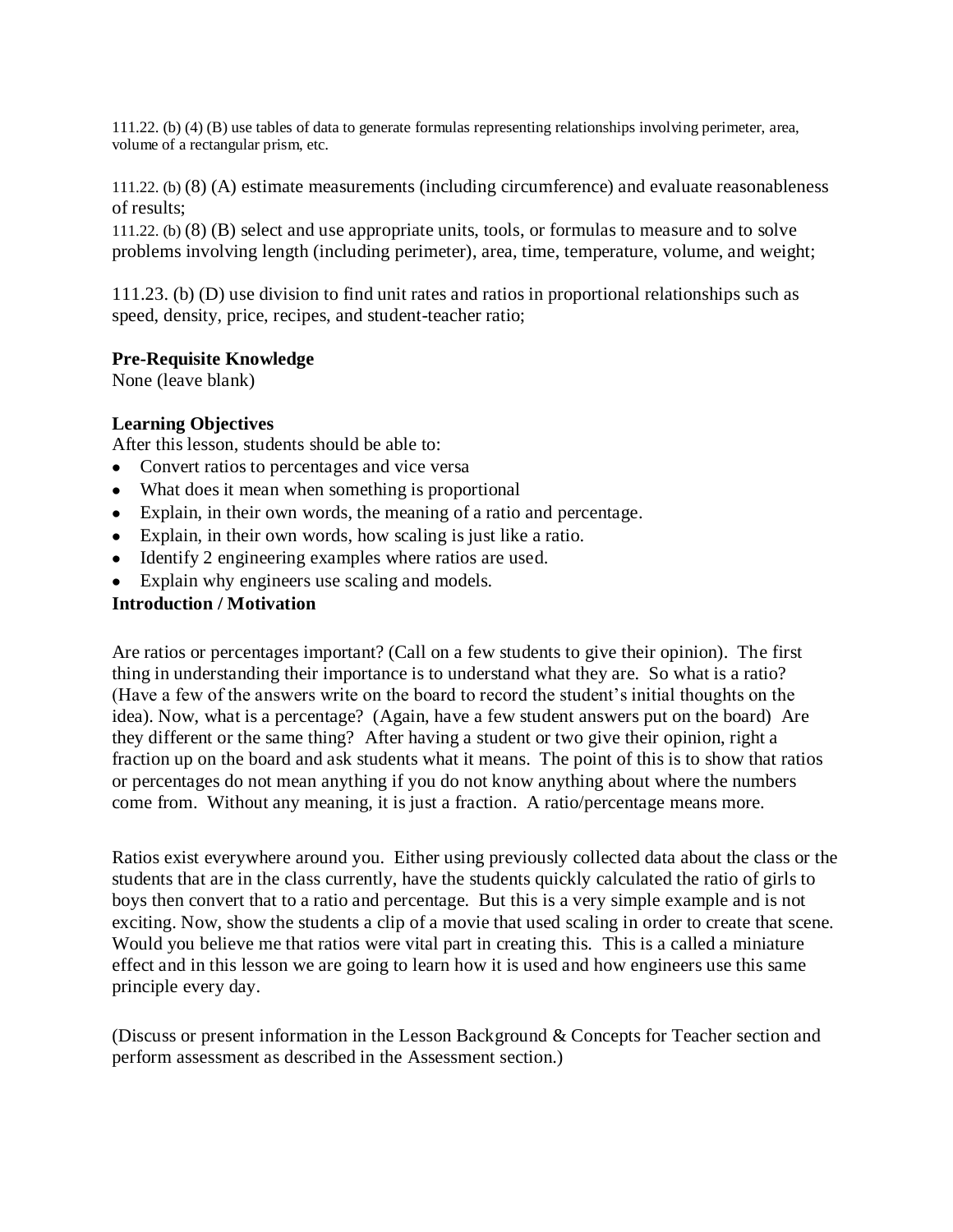111.22. (b) (4) (B) use tables of data to generate formulas representing relationships involving perimeter, area, volume of a rectangular prism, etc.

111.22. (b) (8) (A) estimate measurements (including circumference) and evaluate reasonableness of results;
111.22. (b) (8) (B) select and use appropriate units, tools, or formulas to measure and to solve problems involving length (including perimeter), area, time, temperature, volume, and weight;

111.23. (b) (D) use division to find unit rates and ratios in proportional relationships such as speed, density, price, recipes, and student-teacher ratio;

**Pre-Requisite Knowledge**
None (leave blank)

**Learning Objectives**
After this lesson, students should be able to:

- Convert ratios to percentages and vice versa
- What does it mean when something is proportional
- Explain, in their own words, the meaning of a ratio and percentage.
- Explain, in their own words, how scaling is just like a ratio.
- Identify 2 engineering examples where ratios are used.
- Explain why engineers use scaling and models.

**Introduction / Motivation**

Are ratios or percentages important? (Call on a few students to give their opinion). The first thing in understanding their importance is to understand what they are. So what is a ratio? (Have a few of the answers write on the board to record the student's initial thoughts on the idea). Now, what is a percentage? (Again, have a few student answers put on the board) Are they different or the same thing? After having a student or two give their opinion, right a fraction up on the board and ask students what it means. The point of this is to show that ratios or percentages do not mean anything if you do not know anything about where the numbers come from. Without any meaning, it is just a fraction. A ratio/percentage means more.

Ratios exist everywhere around you. Either using previously collected data about the class or the students that are in the class currently, have the students quickly calculated the ratio of girls to boys then convert that to a ratio and percentage. But this is a very simple example and is not exciting. Now, show the students a clip of a movie that used scaling in order to create that scene. Would you believe me that ratios were vital part in creating this. This is a called a miniature effect and in this lesson we are going to learn how it is used and how engineers use this same principle every day.

(Discuss or present information in the Lesson Background & Concepts for Teacher section and perform assessment as described in the Assessment section.)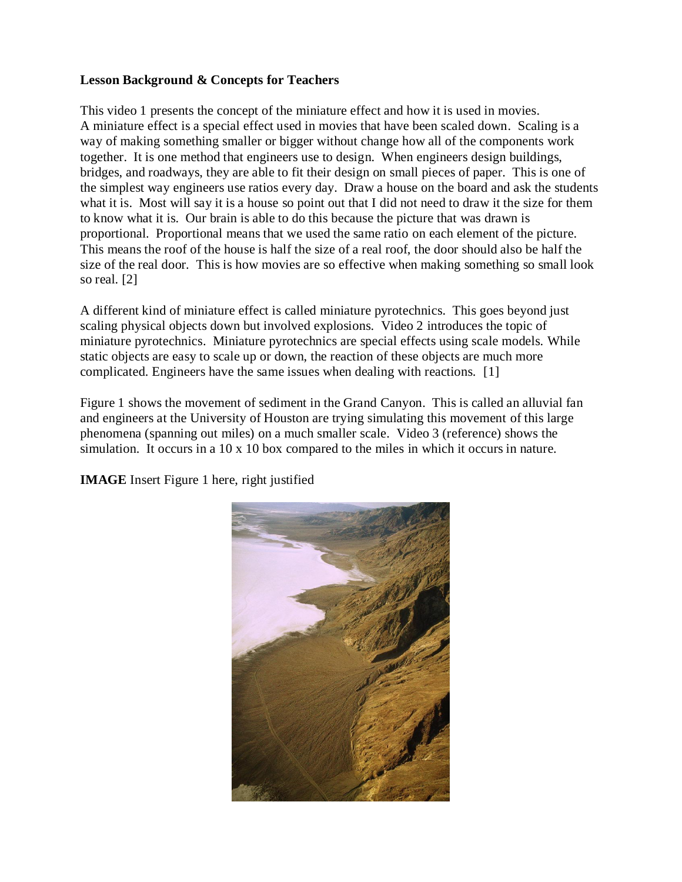**Lesson Background & Concepts for Teachers**

This video 1 presents the concept of the miniature effect and how it is used in movies. A miniature effect is a special effect used in movies that have been scaled down. Scaling is a way of making something smaller or bigger without change how all of the components work together. It is one method that engineers use to design. When engineers design buildings, bridges, and roadways, they are able to fit their design on small pieces of paper. This is one of the simplest way engineers use ratios every day. Draw a house on the board and ask the students what it is. Most will say it is a house so point out that I did not need to draw it the size for them to know what it is. Our brain is able to do this because the picture that was drawn is proportional. Proportional means that we used the same ratio on each element of the picture. This means the roof of the house is half the size of a real roof, the door should also be half the size of the real door. This is how movies are so effective when making something so small look so real. [2]

A different kind of miniature effect is called miniature pyrotechnics. This goes beyond just scaling physical objects down but involved explosions. Video 2 introduces the topic of miniature pyrotechnics. Miniature pyrotechnics are special effects using scale models. While static objects are easy to scale up or down, the reaction of these objects are much more complicated. Engineers have the same issues when dealing with reactions. [1]

Figure 1 shows the movement of sediment in the Grand Canyon. This is called an alluvial fan and engineers at the University of Houston are trying simulating this movement of this large phenomena (spanning out miles) on a much smaller scale. Video 3 (reference) shows the simulation. It occurs in a 10 x 10 box compared to the miles in which it occurs in nature.

**IMAGE** Insert Figure 1 here, right justified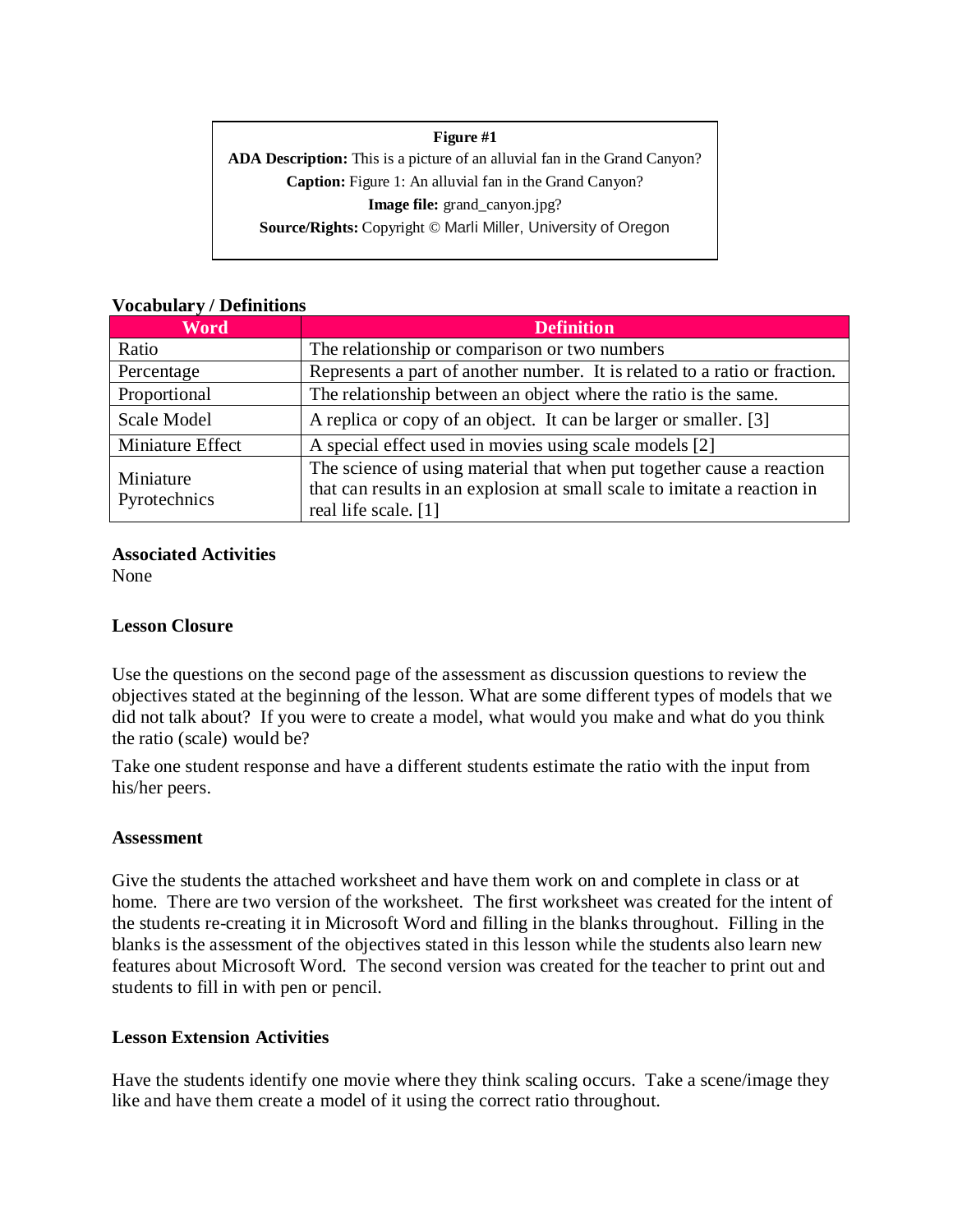**Figure #1**

**ADA Description:** This is a picture of an alluvial fan in the Grand Canyon?

**Caption:** Figure 1: An alluvial fan in the Grand Canyon?

**Image file:** grand_canyon.jpg?

**Source/Rights:** Copyright © Marli Miller, University of Oregon

**Vocabulary / Definitions**

| Word | Definition |
|---|---|
| Ratio | The relationship or comparison or two numbers |
| Percentage | Represents a part of another number. It is related to a ratio or fraction. |
| Proportional | The relationship between an object where the ratio is the same. |
| Scale Model | A replica or copy of an object. It can be larger or smaller. [3] |
| Miniature Effect | A special effect used in movies using scale models [2] |
| Miniature Pyrotechnics | The science of using material that when put together cause a reaction that can results in an explosion at small scale to imitate a reaction in real life scale. [1] |

**Associated Activities**

None

**Lesson Closure**

Use the questions on the second page of the assessment as discussion questions to review the objectives stated at the beginning of the lesson. What are some different types of models that we did not talk about? If you were to create a model, what would you make and what do you think the ratio (scale) would be?

Take one student response and have a different students estimate the ratio with the input from his/her peers.

**Assessment**

Give the students the attached worksheet and have them work on and complete in class or at home. There are two version of the worksheet. The first worksheet was created for the intent of the students re-creating it in Microsoft Word and filling in the blanks throughout. Filling in the blanks is the assessment of the objectives stated in this lesson while the students also learn new features about Microsoft Word. The second version was created for the teacher to print out and students to fill in with pen or pencil.

**Lesson Extension Activities**

Have the students identify one movie where they think scaling occurs. Take a scene/image they like and have them create a model of it using the correct ratio throughout.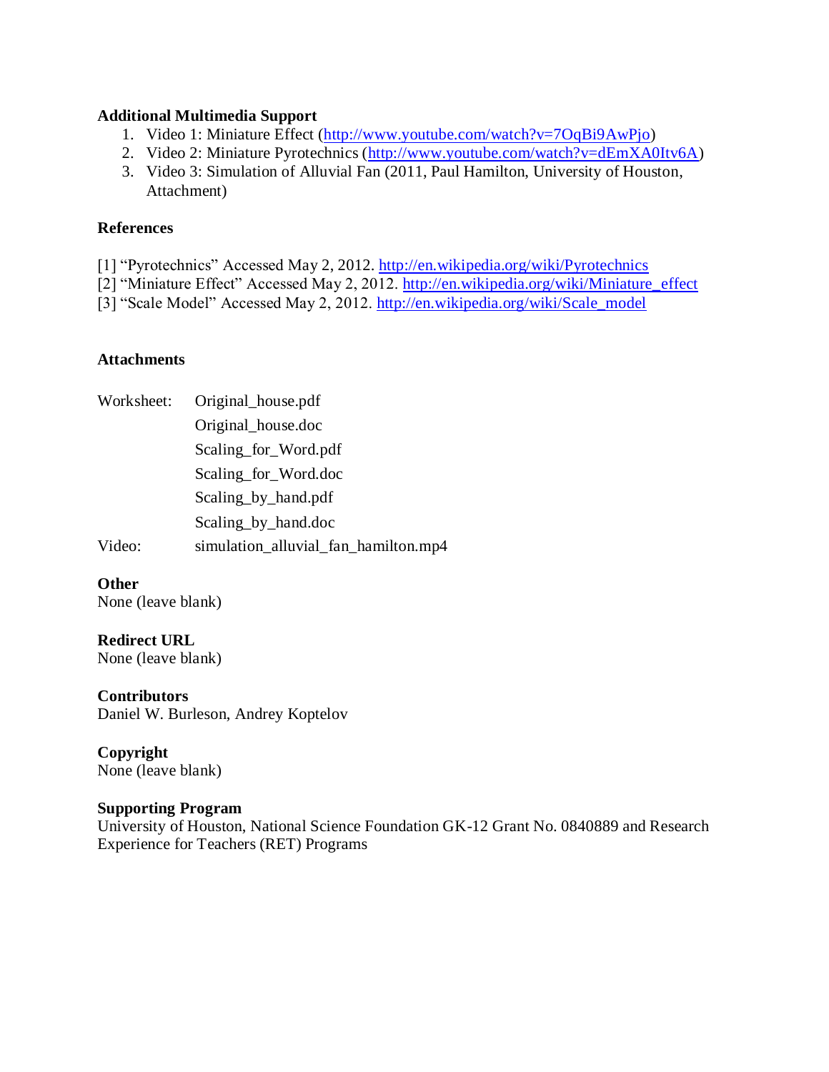**Additional Multimedia Support**

1. Video 1: Miniature Effect (http://www.youtube.com/watch?v=7OqBi9AwPjo)
2. Video 2: Miniature Pyrotechnics (http://www.youtube.com/watch?v=dEmXA0Itv6A)
3. Video 3: Simulation of Alluvial Fan (2011, Paul Hamilton, University of Houston, Attachment)

**References**

[1] "Pyrotechnics" Accessed May 2, 2012. http://en.wikipedia.org/wiki/Pyrotechnics
[2] "Miniature Effect" Accessed May 2, 2012. http://en.wikipedia.org/wiki/Miniature_effect
[3] "Scale Model" Accessed May 2, 2012. http://en.wikipedia.org/wiki/Scale_model

**Attachments**

| | |
|---|---|
| Worksheet: | Original_house.pdf |
| | Original_house.doc |
| | Scaling_for_Word.pdf |
| | Scaling_for_Word.doc |
| | Scaling_by_hand.pdf |
| | Scaling_by_hand.doc |
| Video: | simulation_alluvial_fan_hamilton.mp4 |

**Other**
None (leave blank)

**Redirect URL**
None (leave blank)

**Contributors**
Daniel W. Burleson, Andrey Koptelov

**Copyright**
None (leave blank)

**Supporting Program**
University of Houston, National Science Foundation GK-12 Grant No. 0840889 and Research Experience for Teachers (RET) Programs